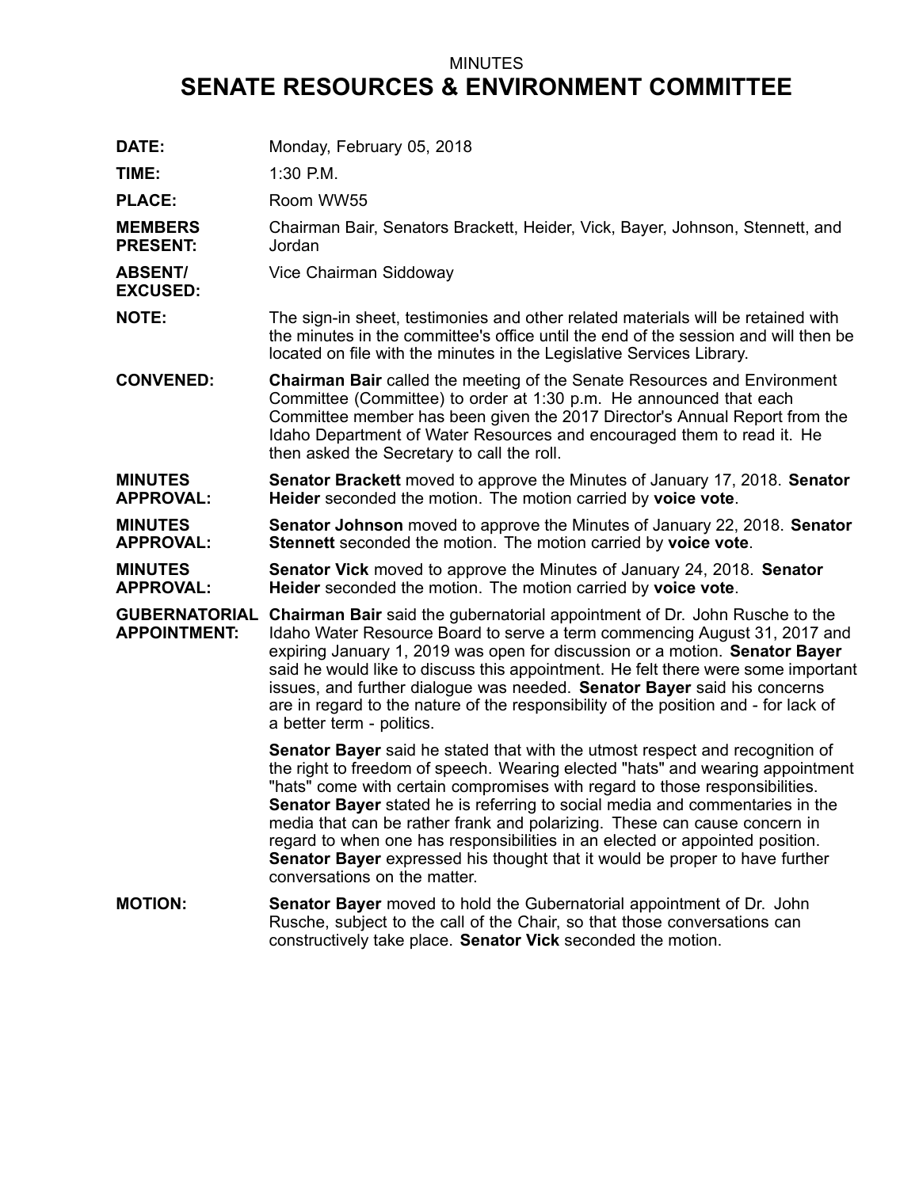MINUTES

# SENATE RESOURCES & ENVIRONMENT COMMITTEE

**DATE:** Monday, February 05, 2018

**TIME:** 1:30 P.M.

**PLACE:** Room WW55

**MEMBERS PRESENT:** Chairman Bair, Senators Brackett, Heider, Vick, Bayer, Johnson, Stennett, and Jordan

**ABSENT/ EXCUSED:** Vice Chairman Siddoway

**NOTE:** The sign-in sheet, testimonies and other related materials will be retained with the minutes in the committee's office until the end of the session and will then be located on file with the minutes in the Legislative Services Library.

**CONVENED:** **Chairman Bair** called the meeting of the Senate Resources and Environment Committee (Committee) to order at 1:30 p.m. He announced that each Committee member has been given the 2017 Director's Annual Report from the Idaho Department of Water Resources and encouraged them to read it. He then asked the Secretary to call the roll.

**MINUTES APPROVAL:** **Senator Brackett** moved to approve the Minutes of January 17, 2018. **Senator Heider** seconded the motion. The motion carried by **voice vote**.

**MINUTES APPROVAL:** **Senator Johnson** moved to approve the Minutes of January 22, 2018. **Senator Stennett** seconded the motion. The motion carried by **voice vote**.

**MINUTES APPROVAL:** **Senator Vick** moved to approve the Minutes of January 24, 2018. **Senator Heider** seconded the motion. The motion carried by **voice vote**.

**GUBERNATORIAL APPOINTMENT:** **Chairman Bair** said the gubernatorial appointment of Dr. John Rusche to the Idaho Water Resource Board to serve a term commencing August 31, 2017 and expiring January 1, 2019 was open for discussion or a motion. **Senator Bayer** said he would like to discuss this appointment. He felt there were some important issues, and further dialogue was needed. **Senator Bayer** said his concerns are in regard to the nature of the responsibility of the position and - for lack of a better term - politics.

**Senator Bayer** said he stated that with the utmost respect and recognition of the right to freedom of speech. Wearing elected "hats" and wearing appointment "hats" come with certain compromises with regard to those responsibilities. **Senator Bayer** stated he is referring to social media and commentaries in the media that can be rather frank and polarizing. These can cause concern in regard to when one has responsibilities in an elected or appointed position. **Senator Bayer** expressed his thought that it would be proper to have further conversations on the matter.

**MOTION:** **Senator Bayer** moved to hold the Gubernatorial appointment of Dr. John Rusche, subject to the call of the Chair, so that those conversations can constructively take place. **Senator Vick** seconded the motion.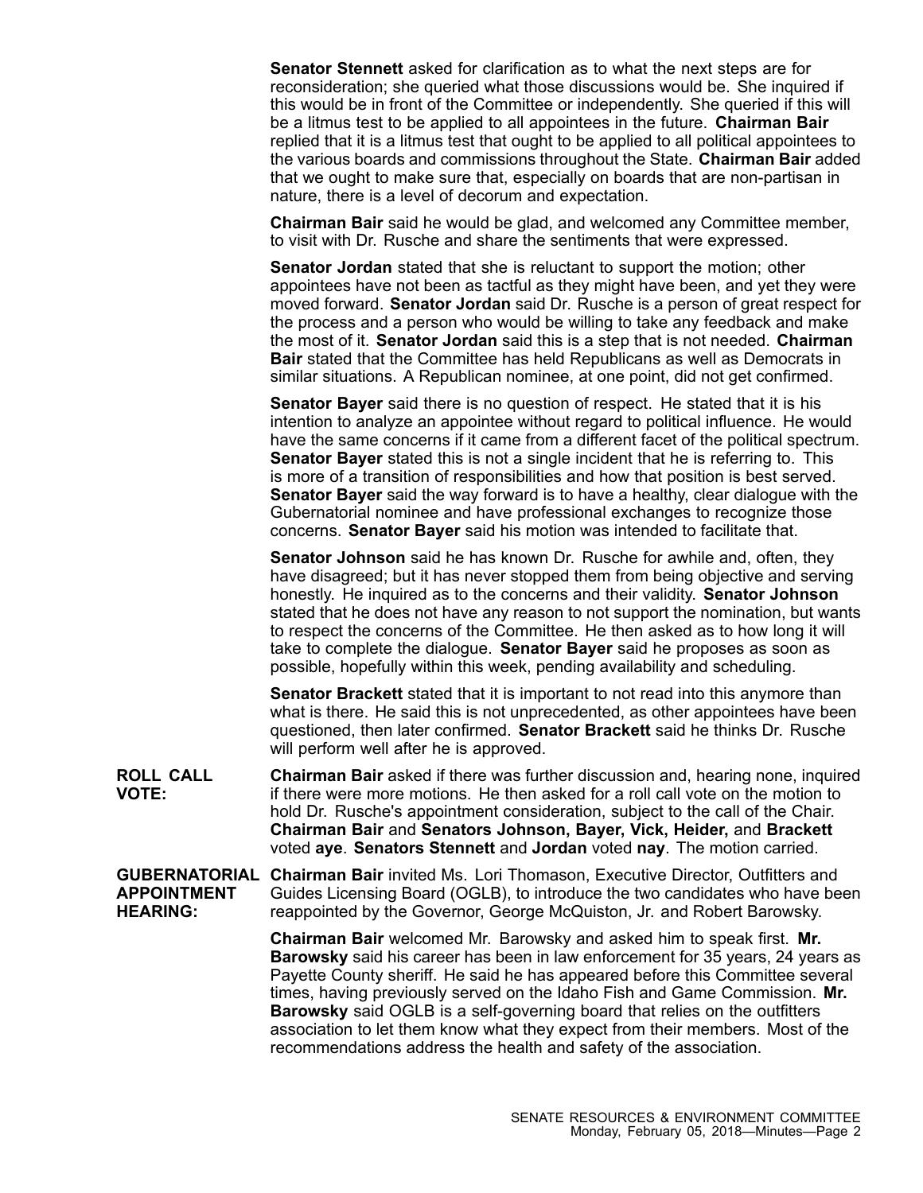**Senator Stennett** asked for clarification as to what the next steps are for reconsideration; she queried what those discussions would be. She inquired if this would be in front of the Committee or independently. She queried if this will be a litmus test to be applied to all appointees in the future. **Chairman Bair** replied that it is a litmus test that ought to be applied to all political appointees to the various boards and commissions throughout the State. **Chairman Bair** added that we ought to make sure that, especially on boards that are non-partisan in nature, there is a level of decorum and expectation.

**Chairman Bair** said he would be glad, and welcomed any Committee member, to visit with Dr. Rusche and share the sentiments that were expressed.

**Senator Jordan** stated that she is reluctant to support the motion; other appointees have not been as tactful as they might have been, and yet they were moved forward. **Senator Jordan** said Dr. Rusche is a person of great respect for the process and a person who would be willing to take any feedback and make the most of it. **Senator Jordan** said this is a step that is not needed. **Chairman Bair** stated that the Committee has held Republicans as well as Democrats in similar situations. A Republican nominee, at one point, did not get confirmed.

**Senator Bayer** said there is no question of respect. He stated that it is his intention to analyze an appointee without regard to political influence. He would have the same concerns if it came from a different facet of the political spectrum. **Senator Bayer** stated this is not a single incident that he is referring to. This is more of a transition of responsibilities and how that position is best served. **Senator Bayer** said the way forward is to have a healthy, clear dialogue with the Gubernatorial nominee and have professional exchanges to recognize those concerns. **Senator Bayer** said his motion was intended to facilitate that.

**Senator Johnson** said he has known Dr. Rusche for awhile and, often, they have disagreed; but it has never stopped them from being objective and serving honestly. He inquired as to the concerns and their validity. **Senator Johnson** stated that he does not have any reason to not support the nomination, but wants to respect the concerns of the Committee. He then asked as to how long it will take to complete the dialogue. **Senator Bayer** said he proposes as soon as possible, hopefully within this week, pending availability and scheduling.

**Senator Brackett** stated that it is important to not read into this anymore than what is there. He said this is not unprecedented, as other appointees have been questioned, then later confirmed. **Senator Brackett** said he thinks Dr. Rusche will perform well after he is approved.

**ROLL CALL VOTE:** **Chairman Bair** asked if there was further discussion and, hearing none, inquired if there were more motions. He then asked for a roll call vote on the motion to hold Dr. Rusche's appointment consideration, subject to the call of the Chair. **Chairman Bair** and **Senators Johnson, Bayer, Vick, Heider,** and **Brackett** voted **aye**. **Senators Stennett** and **Jordan** voted **nay**. The motion carried.

**GUBERNATORIAL APPOINTMENT HEARING:** **Chairman Bair** invited Ms. Lori Thomason, Executive Director, Outfitters and Guides Licensing Board (OGLB), to introduce the two candidates who have been reappointed by the Governor, George McQuiston, Jr. and Robert Barowsky.

**Chairman Bair** welcomed Mr. Barowsky and asked him to speak first. **Mr. Barowsky** said his career has been in law enforcement for 35 years, 24 years as Payette County sheriff. He said he has appeared before this Committee several times, having previously served on the Idaho Fish and Game Commission. **Mr. Barowsky** said OGLB is a self-governing board that relies on the outfitters association to let them know what they expect from their members. Most of the recommendations address the health and safety of the association.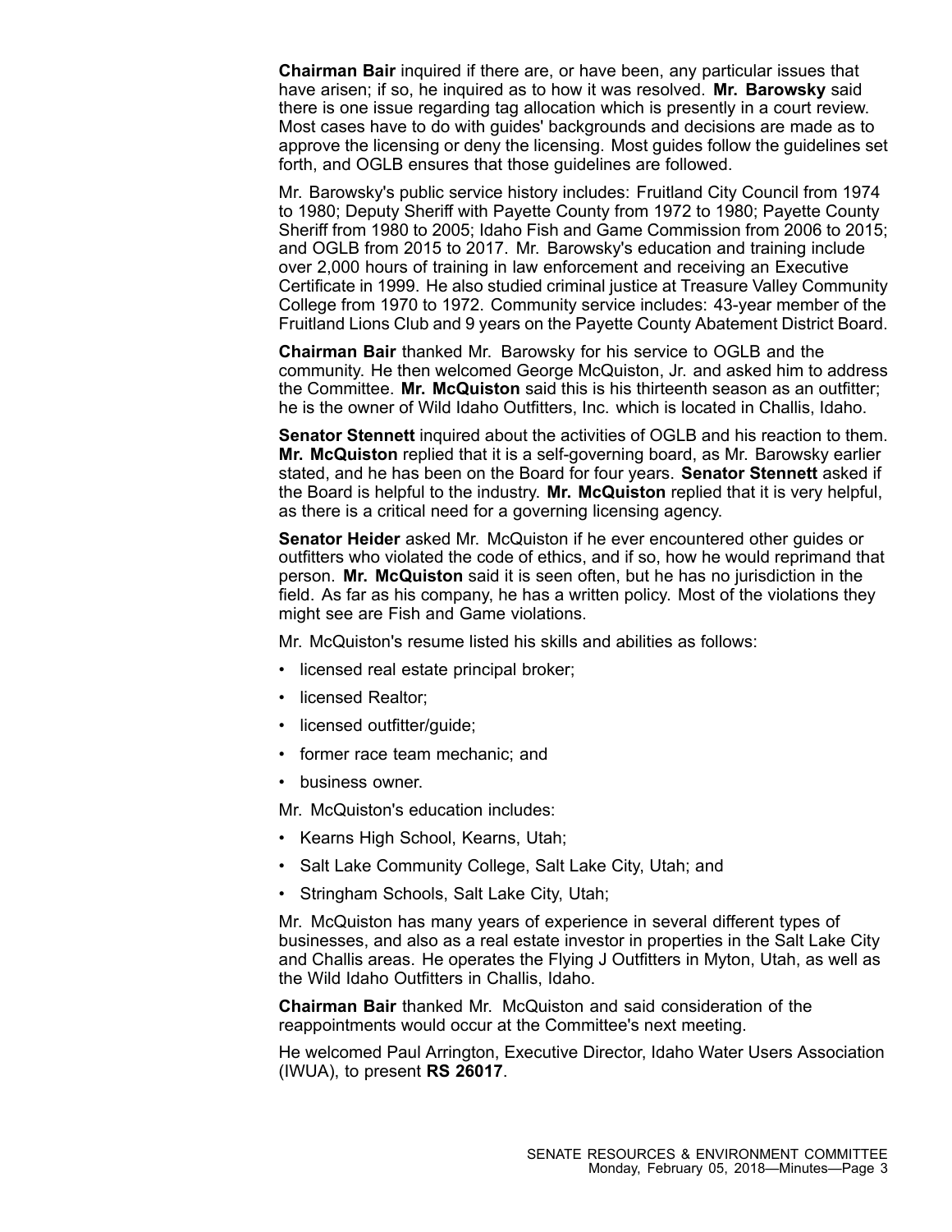**Chairman Bair** inquired if there are, or have been, any particular issues that have arisen; if so, he inquired as to how it was resolved. **Mr. Barowsky** said there is one issue regarding tag allocation which is presently in a court review. Most cases have to do with guides' backgrounds and decisions are made as to approve the licensing or deny the licensing. Most guides follow the guidelines set forth, and OGLB ensures that those guidelines are followed.

Mr. Barowsky's public service history includes: Fruitland City Council from 1974 to 1980; Deputy Sheriff with Payette County from 1972 to 1980; Payette County Sheriff from 1980 to 2005; Idaho Fish and Game Commission from 2006 to 2015; and OGLB from 2015 to 2017. Mr. Barowsky's education and training include over 2,000 hours of training in law enforcement and receiving an Executive Certificate in 1999. He also studied criminal justice at Treasure Valley Community College from 1970 to 1972. Community service includes: 43-year member of the Fruitland Lions Club and 9 years on the Payette County Abatement District Board.

**Chairman Bair** thanked Mr. Barowsky for his service to OGLB and the community. He then welcomed George McQuiston, Jr. and asked him to address the Committee. **Mr. McQuiston** said this is his thirteenth season as an outfitter; he is the owner of Wild Idaho Outfitters, Inc. which is located in Challis, Idaho.

**Senator Stennett** inquired about the activities of OGLB and his reaction to them. **Mr. McQuiston** replied that it is a self-governing board, as Mr. Barowsky earlier stated, and he has been on the Board for four years. **Senator Stennett** asked if the Board is helpful to the industry. **Mr. McQuiston** replied that it is very helpful, as there is a critical need for a governing licensing agency.

**Senator Heider** asked Mr. McQuiston if he ever encountered other guides or outfitters who violated the code of ethics, and if so, how he would reprimand that person. **Mr. McQuiston** said it is seen often, but he has no jurisdiction in the field. As far as his company, he has a written policy. Most of the violations they might see are Fish and Game violations.

Mr. McQuiston's resume listed his skills and abilities as follows:

- licensed real estate principal broker;
- licensed Realtor;
- licensed outfitter/guide;
- former race team mechanic; and
- business owner.

Mr. McQuiston's education includes:

- Kearns High School, Kearns, Utah;
- Salt Lake Community College, Salt Lake City, Utah; and
- Stringham Schools, Salt Lake City, Utah;

Mr. McQuiston has many years of experience in several different types of businesses, and also as a real estate investor in properties in the Salt Lake City and Challis areas. He operates the Flying J Outfitters in Myton, Utah, as well as the Wild Idaho Outfitters in Challis, Idaho.

**Chairman Bair** thanked Mr. McQuiston and said consideration of the reappointments would occur at the Committee's next meeting.

He welcomed Paul Arrington, Executive Director, Idaho Water Users Association (IWUA), to present **RS 26017**.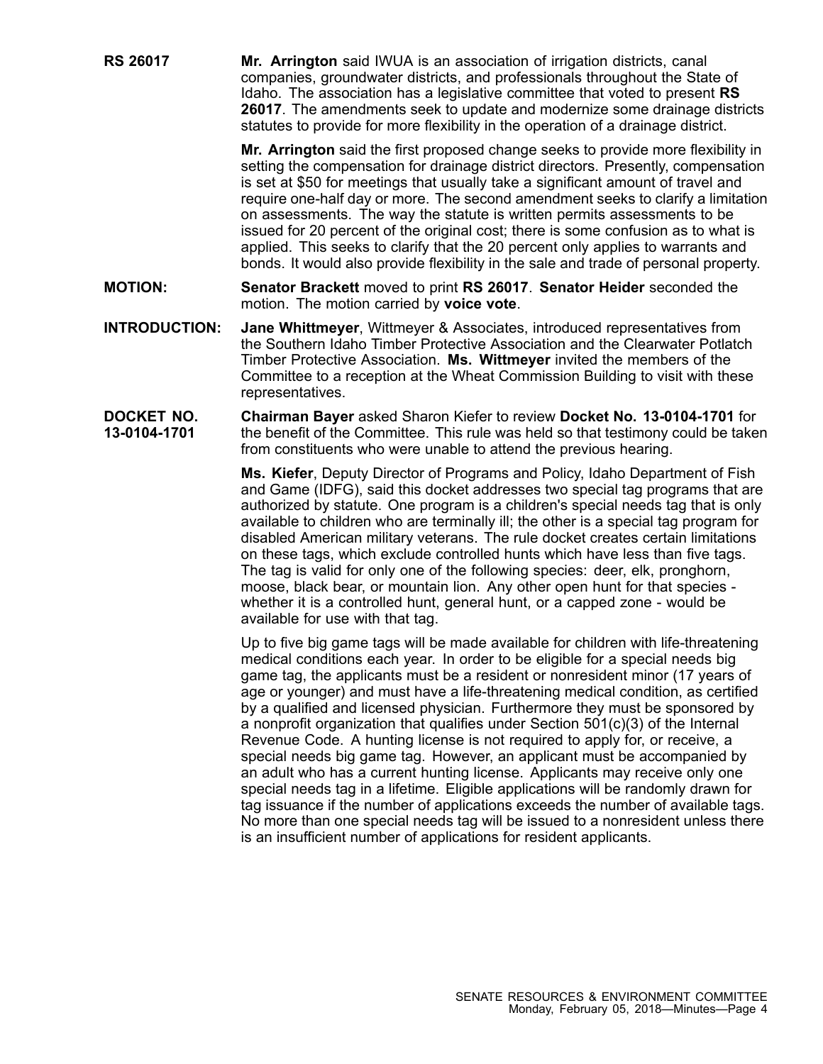**RS 26017** **Mr. Arrington** said IWUA is an association of irrigation districts, canal companies, groundwater districts, and professionals throughout the State of Idaho. The association has a legislative committee that voted to present **RS 26017**. The amendments seek to update and modernize some drainage districts statutes to provide for more flexibility in the operation of a drainage district.

**Mr. Arrington** said the first proposed change seeks to provide more flexibility in setting the compensation for drainage district directors. Presently, compensation is set at $50 for meetings that usually take a significant amount of travel and require one-half day or more. The second amendment seeks to clarify a limitation on assessments. The way the statute is written permits assessments to be issued for 20 percent of the original cost; there is some confusion as to what is applied. This seeks to clarify that the 20 percent only applies to warrants and bonds. It would also provide flexibility in the sale and trade of personal property.

**MOTION:** **Senator Brackett** moved to print **RS 26017**. **Senator Heider** seconded the motion. The motion carried by **voice vote**.

**INTRODUCTION:** **Jane Whittmeyer**, Wittmeyer & Associates, introduced representatives from the Southern Idaho Timber Protective Association and the Clearwater Potlatch Timber Protective Association. **Ms. Wittmeyer** invited the members of the Committee to a reception at the Wheat Commission Building to visit with these representatives.

**DOCKET NO. 13-0104-1701** **Chairman Bayer** asked Sharon Kiefer to review **Docket No. 13-0104-1701** for the benefit of the Committee. This rule was held so that testimony could be taken from constituents who were unable to attend the previous hearing.

**Ms. Kiefer**, Deputy Director of Programs and Policy, Idaho Department of Fish and Game (IDFG), said this docket addresses two special tag programs that are authorized by statute. One program is a children's special needs tag that is only available to children who are terminally ill; the other is a special tag program for disabled American military veterans. The rule docket creates certain limitations on these tags, which exclude controlled hunts which have less than five tags. The tag is valid for only one of the following species: deer, elk, pronghorn, moose, black bear, or mountain lion. Any other open hunt for that species - whether it is a controlled hunt, general hunt, or a capped zone - would be available for use with that tag.

Up to five big game tags will be made available for children with life-threatening medical conditions each year. In order to be eligible for a special needs big game tag, the applicants must be a resident or nonresident minor (17 years of age or younger) and must have a life-threatening medical condition, as certified by a qualified and licensed physician. Furthermore they must be sponsored by a nonprofit organization that qualifies under Section 501(c)(3) of the Internal Revenue Code. A hunting license is not required to apply for, or receive, a special needs big game tag. However, an applicant must be accompanied by an adult who has a current hunting license. Applicants may receive only one special needs tag in a lifetime. Eligible applications will be randomly drawn for tag issuance if the number of applications exceeds the number of available tags. No more than one special needs tag will be issued to a nonresident unless there is an insufficient number of applications for resident applicants.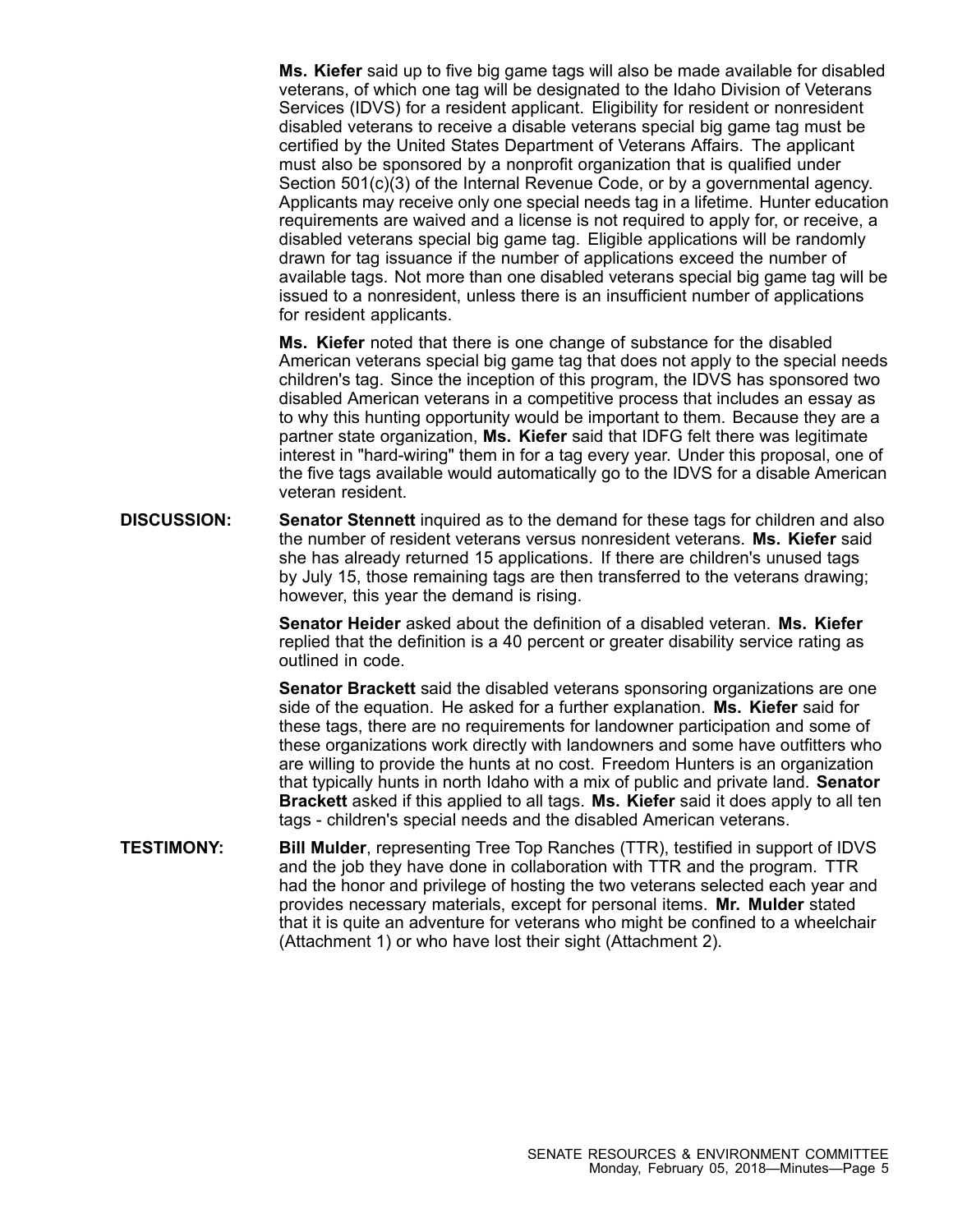**Ms. Kiefer** said up to five big game tags will also be made available for disabled veterans, of which one tag will be designated to the Idaho Division of Veterans Services (IDVS) for a resident applicant. Eligibility for resident or nonresident disabled veterans to receive a disable veterans special big game tag must be certified by the United States Department of Veterans Affairs. The applicant must also be sponsored by a nonprofit organization that is qualified under Section 501(c)(3) of the Internal Revenue Code, or by a governmental agency. Applicants may receive only one special needs tag in a lifetime. Hunter education requirements are waived and a license is not required to apply for, or receive, a disabled veterans special big game tag. Eligible applications will be randomly drawn for tag issuance if the number of applications exceed the number of available tags. Not more than one disabled veterans special big game tag will be issued to a nonresident, unless there is an insufficient number of applications for resident applicants.

**Ms. Kiefer** noted that there is one change of substance for the disabled American veterans special big game tag that does not apply to the special needs children's tag. Since the inception of this program, the IDVS has sponsored two disabled American veterans in a competitive process that includes an essay as to why this hunting opportunity would be important to them. Because they are a partner state organization, **Ms. Kiefer** said that IDFG felt there was legitimate interest in "hard-wiring" them in for a tag every year. Under this proposal, one of the five tags available would automatically go to the IDVS for a disable American veteran resident.

**DISCUSSION:** **Senator Stennett** inquired as to the demand for these tags for children and also the number of resident veterans versus nonresident veterans. **Ms. Kiefer** said she has already returned 15 applications. If there are children's unused tags by July 15, those remaining tags are then transferred to the veterans drawing; however, this year the demand is rising.

**Senator Heider** asked about the definition of a disabled veteran. **Ms. Kiefer** replied that the definition is a 40 percent or greater disability service rating as outlined in code.

**Senator Brackett** said the disabled veterans sponsoring organizations are one side of the equation. He asked for a further explanation. **Ms. Kiefer** said for these tags, there are no requirements for landowner participation and some of these organizations work directly with landowners and some have outfitters who are willing to provide the hunts at no cost. Freedom Hunters is an organization that typically hunts in north Idaho with a mix of public and private land. **Senator Brackett** asked if this applied to all tags. **Ms. Kiefer** said it does apply to all ten tags - children's special needs and the disabled American veterans.

**TESTIMONY:** **Bill Mulder**, representing Tree Top Ranches (TTR), testified in support of IDVS and the job they have done in collaboration with TTR and the program. TTR had the honor and privilege of hosting the two veterans selected each year and provides necessary materials, except for personal items. **Mr. Mulder** stated that it is quite an adventure for veterans who might be confined to a wheelchair (Attachment 1) or who have lost their sight (Attachment 2).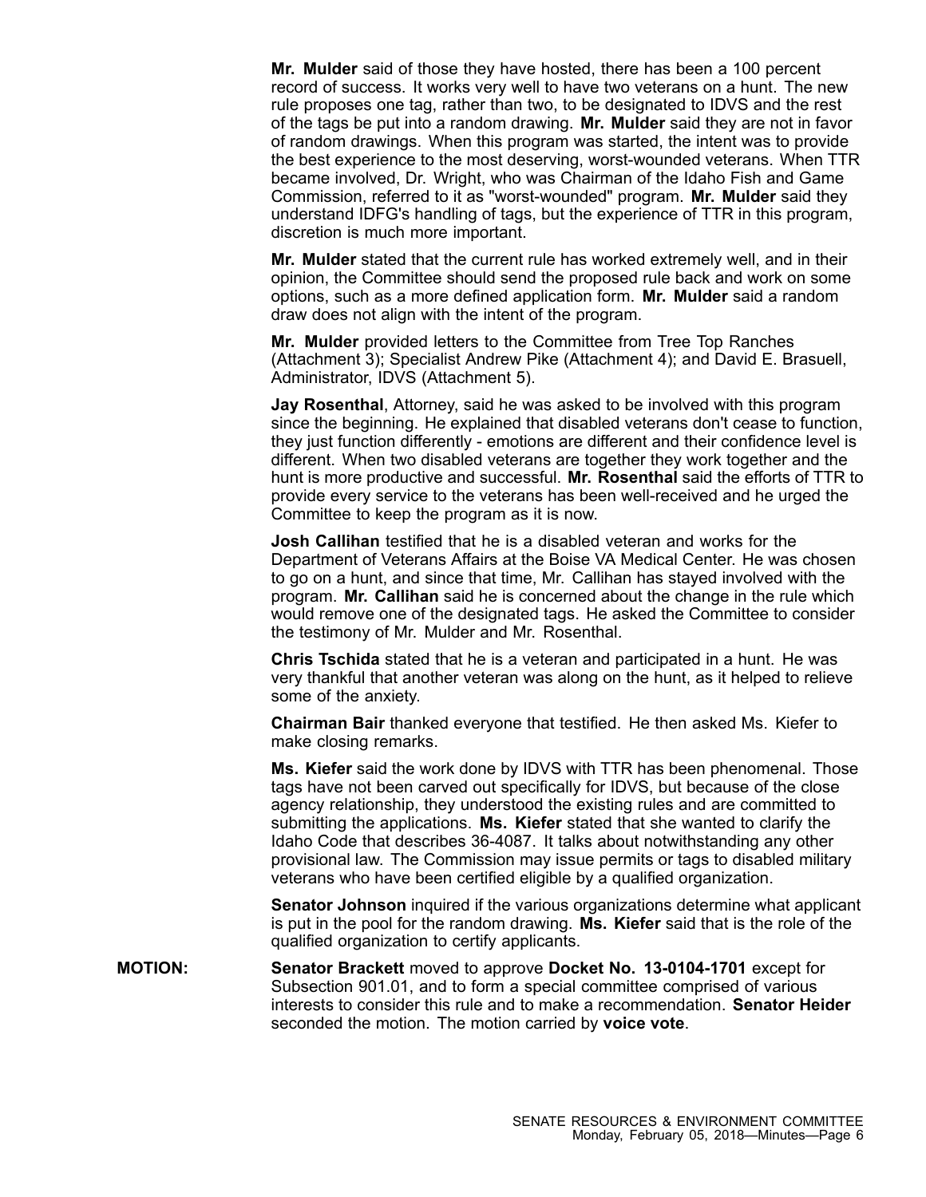**Mr. Mulder** said of those they have hosted, there has been a 100 percent record of success. It works very well to have two veterans on a hunt. The new rule proposes one tag, rather than two, to be designated to IDVS and the rest of the tags be put into a random drawing. **Mr. Mulder** said they are not in favor of random drawings. When this program was started, the intent was to provide the best experience to the most deserving, worst-wounded veterans. When TTR became involved, Dr. Wright, who was Chairman of the Idaho Fish and Game Commission, referred to it as "worst-wounded" program. **Mr. Mulder** said they understand IDFG's handling of tags, but the experience of TTR in this program, discretion is much more important.

**Mr. Mulder** stated that the current rule has worked extremely well, and in their opinion, the Committee should send the proposed rule back and work on some options, such as a more defined application form. **Mr. Mulder** said a random draw does not align with the intent of the program.

**Mr. Mulder** provided letters to the Committee from Tree Top Ranches (Attachment 3); Specialist Andrew Pike (Attachment 4); and David E. Brasuell, Administrator, IDVS (Attachment 5).

**Jay Rosenthal**, Attorney, said he was asked to be involved with this program since the beginning. He explained that disabled veterans don't cease to function, they just function differently - emotions are different and their confidence level is different. When two disabled veterans are together they work together and the hunt is more productive and successful. **Mr. Rosenthal** said the efforts of TTR to provide every service to the veterans has been well-received and he urged the Committee to keep the program as it is now.

**Josh Callihan** testified that he is a disabled veteran and works for the Department of Veterans Affairs at the Boise VA Medical Center. He was chosen to go on a hunt, and since that time, Mr. Callihan has stayed involved with the program. **Mr. Callihan** said he is concerned about the change in the rule which would remove one of the designated tags. He asked the Committee to consider the testimony of Mr. Mulder and Mr. Rosenthal.

**Chris Tschida** stated that he is a veteran and participated in a hunt. He was very thankful that another veteran was along on the hunt, as it helped to relieve some of the anxiety.

**Chairman Bair** thanked everyone that testified. He then asked Ms. Kiefer to make closing remarks.

**Ms. Kiefer** said the work done by IDVS with TTR has been phenomenal. Those tags have not been carved out specifically for IDVS, but because of the close agency relationship, they understood the existing rules and are committed to submitting the applications. **Ms. Kiefer** stated that she wanted to clarify the Idaho Code that describes 36-4087. It talks about notwithstanding any other provisional law. The Commission may issue permits or tags to disabled military veterans who have been certified eligible by a qualified organization.

**Senator Johnson** inquired if the various organizations determine what applicant is put in the pool for the random drawing. **Ms. Kiefer** said that is the role of the qualified organization to certify applicants.

**MOTION:** **Senator Brackett** moved to approve **Docket No. 13-0104-1701** except for Subsection 901.01, and to form a special committee comprised of various interests to consider this rule and to make a recommendation. **Senator Heider** seconded the motion. The motion carried by **voice vote**.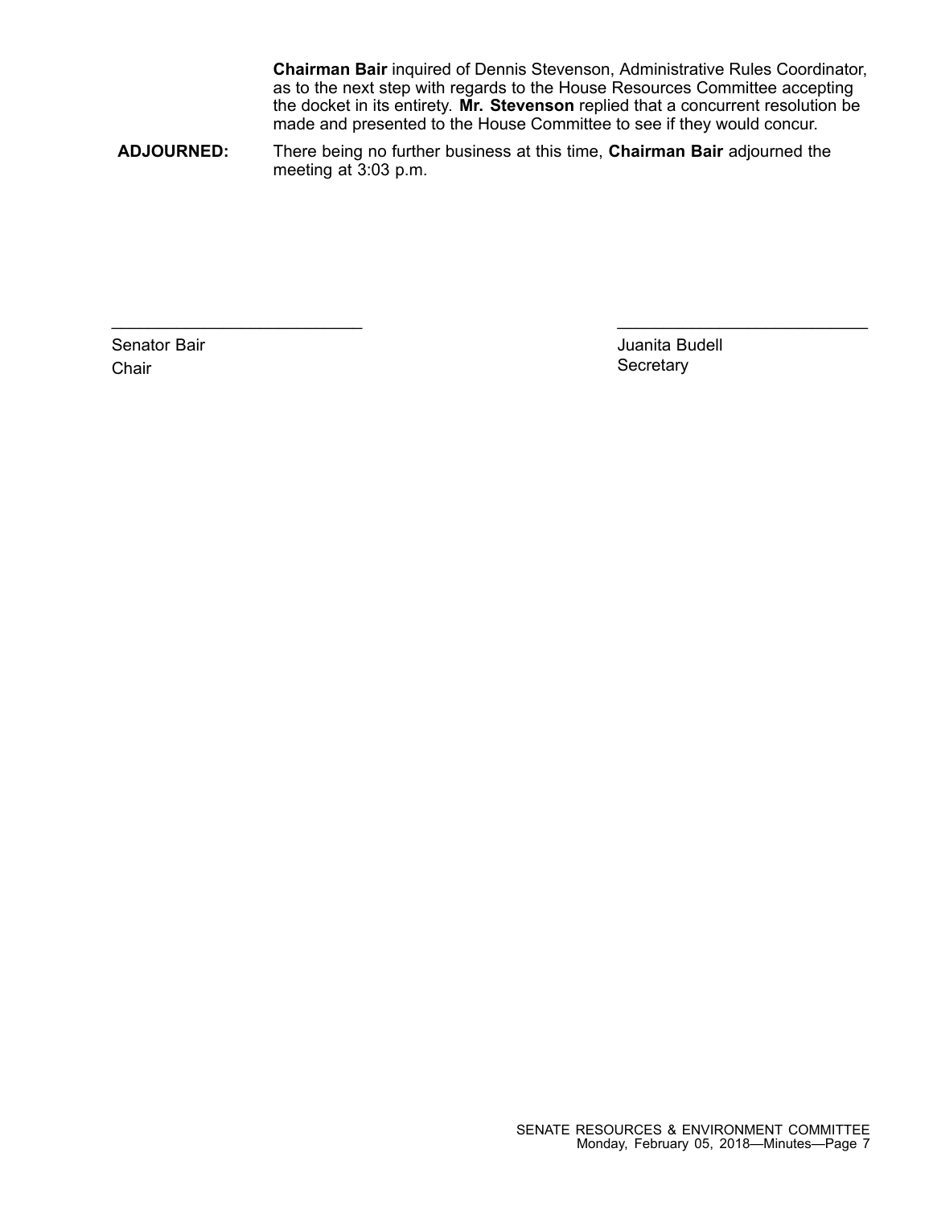**Chairman Bair** inquired of Dennis Stevenson, Administrative Rules Coordinator, as to the next step with regards to the House Resources Committee accepting the docket in its entirety. **Mr. Stevenson** replied that a concurrent resolution be made and presented to the House Committee to see if they would concur.

**ADJOURNED:** There being no further business at this time, **Chairman Bair** adjourned the meeting at 3:03 p.m.

| | |
|---|---|
| ___________________________ | ___________________________ |
| Senator Bair | Juanita Budell |
| Chair | Secretary |